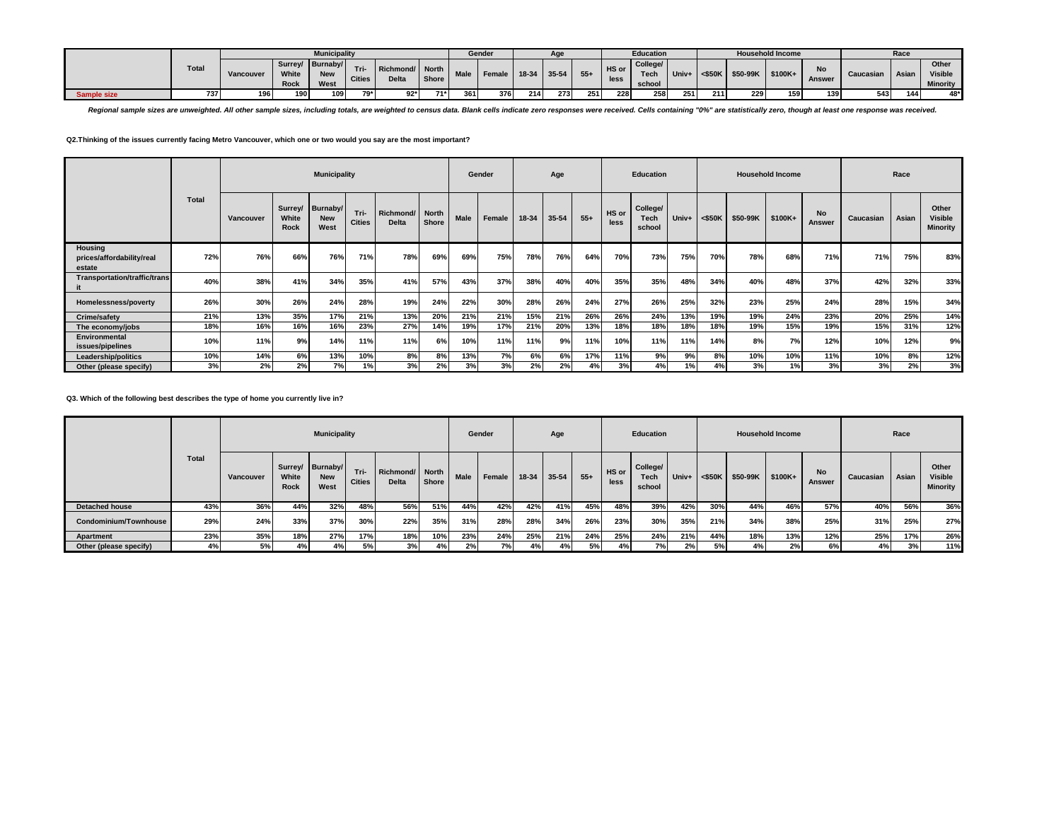| | Total | Municipality | | | | | | Gender | | Age | | | Education | | | Household Income | | | | Race | | |
|---|---|---|---|---|---|---|---|---|---|---|---|---|---|---|---|---|---|---|---|---|---|---|
| | | Vancouver | Surrey/ White Rock | Burnaby/ New West | Tri-Cities | Richmond/ Delta | North Shore | Male | Female | 18-34 | 35-54 | 55+ | HS or less | College/ Tech school | Univ+ | <$50K | $50-99K | $100K+ | No Answer | Caucasian | Asian | Other Visible Minority |
| Sample size | 737 | 196 | 190 | 109 | 79* | 92* | 71* | 361 | 376 | 214 | 273 | 251 | 228 | 258 | 251 | 211 | 229 | 159 | 139 | 543 | 144 | 48* |

*Regional sample sizes are unweighted. All other sample sizes, including totals, are weighted to census data. Blank cells indicate zero responses were received. Cells containing "0%" are statistically zero, though at least one response was received.*

**Q2.Thinking of the issues currently facing Metro Vancouver, which one or two would you say are the most important?**

| | Total | Municipality | | | | | | Gender | | Age | | | Education | | | Household Income | | | | Race | | |
|---|---|---|---|---|---|---|---|---|---|---|---|---|---|---|---|---|---|---|---|---|---|---|
| | | Vancouver | Surrey/ White Rock | Burnaby/ New West | Tri-Cities | Richmond/ Delta | North Shore | Male | Female | 18-34 | 35-54 | 55+ | HS or less | College/ Tech school | Univ+ | <$50K | $50-99K | $100K+ | No Answer | Caucasian | Asian | Other Visible Minority |
| Housing prices/affordability/real estate | 72% | 76% | 66% | 76% | 71% | 78% | 69% | 69% | 75% | 78% | 76% | 64% | 70% | 73% | 75% | 70% | 78% | 68% | 71% | 71% | 75% | 83% |
| Transportation/traffic/transit | 40% | 38% | 41% | 34% | 35% | 41% | 57% | 43% | 37% | 38% | 40% | 40% | 35% | 35% | 48% | 34% | 40% | 48% | 37% | 42% | 32% | 33% |
| Homelessness/poverty | 26% | 30% | 26% | 24% | 28% | 19% | 24% | 22% | 30% | 28% | 26% | 24% | 27% | 26% | 25% | 32% | 23% | 25% | 24% | 28% | 15% | 34% |
| Crime/safety | 21% | 13% | 35% | 17% | 21% | 13% | 20% | 21% | 21% | 15% | 21% | 26% | 26% | 24% | 13% | 19% | 19% | 24% | 23% | 20% | 25% | 14% |
| The economy/jobs | 18% | 16% | 16% | 16% | 23% | 27% | 14% | 19% | 17% | 21% | 20% | 13% | 18% | 18% | 18% | 18% | 19% | 15% | 19% | 15% | 31% | 12% |
| Environmental issues/pipelines | 10% | 11% | 9% | 14% | 11% | 11% | 6% | 10% | 11% | 11% | 9% | 11% | 10% | 11% | 11% | 14% | 8% | 7% | 12% | 10% | 12% | 9% |
| Leadership/politics | 10% | 14% | 6% | 13% | 10% | 8% | 8% | 13% | 7% | 6% | 6% | 17% | 11% | 9% | 9% | 8% | 10% | 10% | 11% | 10% | 8% | 12% |
| Other (please specify) | 3% | 2% | 2% | 7% | 1% | 3% | 2% | 3% | 3% | 2% | 2% | 4% | 3% | 4% | 1% | 4% | 3% | 1% | 3% | 3% | 2% | 3% |

**Q3. Which of the following best describes the type of home you currently live in?**

| | Total | Municipality | | | | | | Gender | | Age | | | Education | | | Household Income | | | | Race | | |
|---|---|---|---|---|---|---|---|---|---|---|---|---|---|---|---|---|---|---|---|---|---|---|
| | | Vancouver | Surrey/ White Rock | Burnaby/ New West | Tri-Cities | Richmond/ Delta | North Shore | Male | Female | 18-34 | 35-54 | 55+ | HS or less | College/ Tech school | Univ+ | <$50K | $50-99K | $100K+ | No Answer | Caucasian | Asian | Other Visible Minority |
| Detached house | 43% | 36% | 44% | 32% | 48% | 56% | 51% | 44% | 42% | 42% | 41% | 45% | 48% | 39% | 42% | 30% | 44% | 46% | 57% | 40% | 56% | 36% |
| Condominium/Townhouse | 29% | 24% | 33% | 37% | 30% | 22% | 35% | 31% | 28% | 28% | 34% | 26% | 23% | 30% | 35% | 21% | 34% | 38% | 25% | 31% | 25% | 27% |
| Apartment | 23% | 35% | 18% | 27% | 17% | 18% | 10% | 23% | 24% | 25% | 21% | 24% | 25% | 24% | 21% | 44% | 18% | 13% | 12% | 25% | 17% | 26% |
| Other (please specify) | 4% | 5% | 4% | 4% | 5% | 3% | 4% | 2% | 7% | 4% | 4% | 5% | 4% | 7% | 2% | 5% | 4% | 2% | 6% | 4% | 3% | 11% |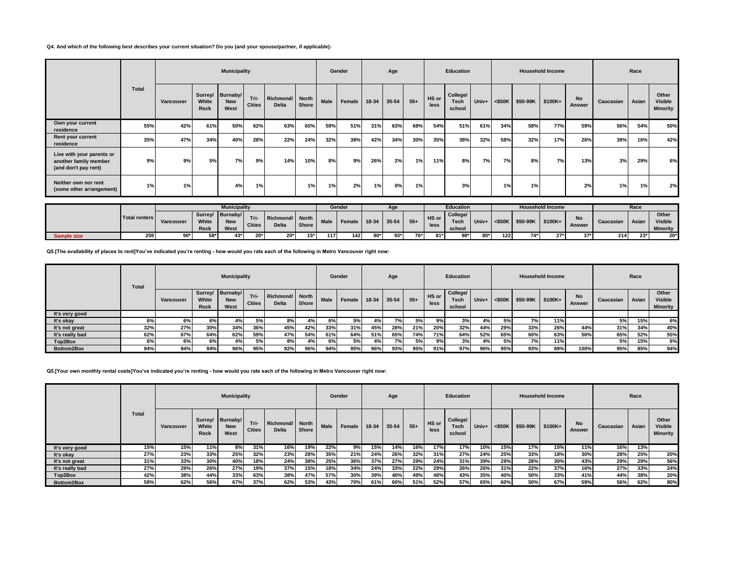**Q4. And which of the following best describes your current situation? Do you (and your spouse/partner, if applicable):**

| | Total | Municipality | | | | | | Gender | | Age | | | Education | | | Household Income | | | | Race | | |
|---|---|---|---|---|---|---|---|---|---|---|---|---|---|---|---|---|---|---|---|---|---|---|
| | | Vancouver | Surrey/ White Rock | Burnaby/ New West | Tri-Cities | Richmond/ Delta | North Shore | Male | Female | 18-34 | 35-54 | 55+ | HS or less | College/ Tech school | Univ+ | <$50K | $50-99K | $100K+ | No Answer | Caucasian | Asian | Other Visible Minority |
| Own your current residence | 55% | 42% | 61% | 50% | 62% | 63% | 65% | 59% | 51% | 31% | 63% | 68% | 54% | 51% | 61% | 34% | 58% | 77% | 59% | 56% | 54% | 50% |
| Rent your current residence | 35% | 47% | 34% | 40% | 28% | 22% | 24% | 32% | 38% | 42% | 34% | 30% | 35% | 38% | 32% | 58% | 32% | 17% | 26% | 39% | 16% | 42% |
| Live with your parents or another family member (and don't pay rent) | 9% | 9% | 5% | 7% | 9% | 14% | 10% | 8% | 9% | 26% | 2% | 1% | 11% | 8% | 7% | 7% | 8% | 7% | 13% | 3% | 29% | 6% |
| Neither own nor rent (some other arrangement) | 1% | 1% | | 4% | 1% | | 1% | 1% | 2% | 1% | 0% | 1% | | 3% | | 1% | 1% | | 2% | 1% | 1% | 2% |

| | Total renters | Municipality | | | | | | Gender | | Age | | | Education | | | Household Income | | | | Race | | |
|---|---|---|---|---|---|---|---|---|---|---|---|---|---|---|---|---|---|---|---|---|---|---|
| | | Vancouver | Surrey/ White Rock | Burnaby/ New West | Tri-Cities | Richmond/ Delta | North Shore | Male | Female | 18-34 | 35-54 | 55+ | HS or less | College/ Tech school | Univ+ | <$50K | $50-99K | $100K+ | No Answer | Caucasian | Asian | Other Visible Minority |
| Sample size | 259 | 90* | 58* | 43* | 20* | 20* | 15* | 117 | 142 | 90* | 93* | 76* | 81* | 98* | 80* | 122 | 74* | 27* | 37* | 214 | 23* | 20* |

**Q5.[The availability of places to rent]You've indicated you're renting - how would you rate each of the following in Metro Vancouver right now:**

| | Total | Municipality | | | | | | Gender | | Age | | | Education | | | Household Income | | | | Race | | |
|---|---|---|---|---|---|---|---|---|---|---|---|---|---|---|---|---|---|---|---|---|---|---|
| | | Vancouver | Surrey/ White Rock | Burnaby/ New West | Tri-Cities | Richmond/ Delta | North Shore | Male | Female | 18-34 | 35-54 | 55+ | HS or less | College/ Tech school | Univ+ | <$50K | $50-99K | $100K+ | No Answer | Caucasian | Asian | Other Visible Minority |
| It's very good | | | | | | | | | | | | | | | | | | | | | | |
| It's okay | 6% | 6% | 6% | 4% | 5% | 8% | 4% | 6% | 5% | 4% | 7% | 5% | 9% | 3% | 4% | 5% | 7% | 11% | | 5% | 15% | 6% |
| It's not great | 32% | 27% | 30% | 34% | 36% | 45% | 42% | 33% | 31% | 45% | 28% | 21% | 20% | 32% | 44% | 29% | 33% | 26% | 44% | 31% | 34% | 40% |
| It's really bad | 62% | 67% | 64% | 62% | 59% | 47% | 54% | 61% | 64% | 51% | 65% | 74% | 71% | 64% | 52% | 65% | 60% | 63% | 56% | 65% | 52% | 55% |
| Top2Box | 6% | 6% | 6% | 4% | 5% | 8% | 4% | 6% | 5% | 4% | 7% | 5% | 9% | 3% | 4% | 5% | 7% | 11% | | 5% | 15% | 6% |
| Bottom2Box | 94% | 94% | 94% | 96% | 95% | 92% | 96% | 94% | 95% | 96% | 93% | 95% | 91% | 97% | 96% | 95% | 93% | 89% | 100% | 95% | 85% | 94% |

**Q5.[Your own monthly rental costs]You've indicated you're renting - how would you rate each of the following in Metro Vancouver right now:**

| | Total | Municipality | | | | | | Gender | | Age | | | Education | | | Household Income | | | | Race | | |
|---|---|---|---|---|---|---|---|---|---|---|---|---|---|---|---|---|---|---|---|---|---|---|
| | | Vancouver | Surrey/ White Rock | Burnaby/ New West | Tri-Cities | Richmond/ Delta | North Shore | Male | Female | 18-34 | 35-54 | 55+ | HS or less | College/ Tech school | Univ+ | <$50K | $50-99K | $100K+ | No Answer | Caucasian | Asian | Other Visible Minority |
| It's very good | 15% | 15% | 11% | 8% | 31% | 16% | 19% | 22% | 9% | 15% | 14% | 16% | 17% | 17% | 10% | 15% | 17% | 15% | 11% | 16% | 13% | |
| It's okay | 27% | 23% | 33% | 25% | 32% | 23% | 28% | 35% | 21% | 24% | 26% | 32% | 31% | 27% | 24% | 25% | 33% | 18% | 30% | 28% | 25% | 20% |
| It's not great | 31% | 33% | 30% | 40% | 18% | 24% | 38% | 25% | 36% | 37% | 27% | 29% | 24% | 31% | 39% | 29% | 28% | 30% | 43% | 29% | 29% | 56% |
| It's really bad | 27% | 29% | 26% | 27% | 19% | 37% | 15% | 18% | 34% | 24% | 33% | 22% | 29% | 26% | 26% | 31% | 22% | 37% | 16% | 27% | 33% | 24% |
| Top2Box | 42% | 38% | 44% | 33% | 63% | 38% | 47% | 57% | 30% | 39% | 40% | 49% | 48% | 43% | 35% | 40% | 50% | 33% | 41% | 44% | 38% | 20% |
| Bottom2Box | 58% | 62% | 56% | 67% | 37% | 62% | 53% | 43% | 70% | 61% | 60% | 51% | 52% | 57% | 65% | 60% | 50% | 67% | 59% | 56% | 62% | 80% |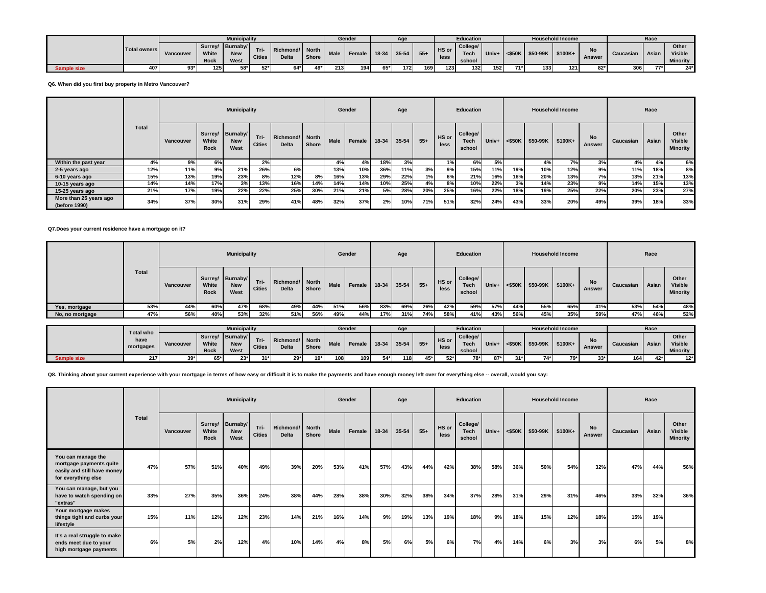| | Total owners | Municipality | | | | | | Gender | | Age | | | Education | | | Household Income | | | | Race | | |
|---|---|---|---|---|---|---|---|---|---|---|---|---|---|---|---|---|---|---|---|---|---|---|
| | | Vancouver | Surrey/ White Rock | Burnaby/ New West | Tri-Cities | Richmond/ Delta | North Shore | Male | Female | 18-34 | 35-54 | 55+ | HS or less | College/ Tech school | Univ+ | <$50K | $50-99K | $100K+ | No Answer | Caucasian | Asian | Other Visible Minority |
| Sample size | 407 | 93* | 125 | 58* | 52* | 64* | 49* | 213 | 194 | 65* | 172 | 169 | 123 | 132 | 152 | 71* | 133 | 121 | 82* | 306 | 77* | 24* |

**Q6. When did you first buy property in Metro Vancouver?**

| | Total | Municipality | | | | | | Gender | | Age | | | Education | | | Household Income | | | | Race | | |
|---|---|---|---|---|---|---|---|---|---|---|---|---|---|---|---|---|---|---|---|---|---|---|
| | | Vancouver | Surrey/ White Rock | Burnaby/ New West | Tri-Cities | Richmond/ Delta | North Shore | Male | Female | 18-34 | 35-54 | 55+ | HS or less | College/ Tech school | Univ+ | <$50K | $50-99K | $100K+ | No Answer | Caucasian | Asian | Other Visible Minority |
| Within the past year | 4% | 9% | 6% | | 2% | | | 4% | 4% | 18% | 3% | | 1% | 6% | 5% | | 4% | 7% | 3% | 4% | 4% | 6% |
| 2-5 years ago | 12% | 11% | 9% | 21% | 26% | 6% | | 13% | 10% | 36% | 11% | 3% | 9% | 15% | 11% | 19% | 10% | 12% | 9% | 11% | 18% | 8% |
| 6-10 years ago | 15% | 13% | 19% | 23% | 8% | 12% | 8% | 16% | 13% | 29% | 22% | 1% | 6% | 21% | 16% | 16% | 20% | 13% | 7% | 13% | 21% | 13% |
| 10-15 years ago | 14% | 14% | 17% | 3% | 13% | 16% | 14% | 14% | 14% | 10% | 25% | 4% | 8% | 10% | 22% | 3% | 14% | 23% | 9% | 14% | 15% | 13% |
| 15-25 years ago | 21% | 17% | 19% | 22% | 22% | 25% | 30% | 21% | 21% | 5% | 28% | 20% | 25% | 16% | 22% | 18% | 19% | 25% | 22% | 20% | 23% | 27% |
| More than 25 years ago (before 1990) | 34% | 37% | 30% | 31% | 29% | 41% | 48% | 32% | 37% | 2% | 10% | 71% | 51% | 32% | 24% | 43% | 33% | 20% | 49% | 39% | 18% | 33% |

**Q7.Does your current residence have a mortgage on it?**

| | Total | Municipality | | | | | | Gender | | Age | | | Education | | | Household Income | | | | Race | | |
|---|---|---|---|---|---|---|---|---|---|---|---|---|---|---|---|---|---|---|---|---|---|---|
| | | Vancouver | Surrey/ White Rock | Burnaby/ New West | Tri-Cities | Richmond/ Delta | North Shore | Male | Female | 18-34 | 35-54 | 55+ | HS or less | College/ Tech school | Univ+ | <$50K | $50-99K | $100K+ | No Answer | Caucasian | Asian | Other Visible Minority |
| Yes, mortgage | 53% | 44% | 60% | 47% | 68% | 49% | 44% | 51% | 56% | 83% | 69% | 26% | 42% | 59% | 57% | 44% | 55% | 65% | 41% | 53% | 54% | 48% |
| No, no mortgage | 47% | 56% | 40% | 53% | 32% | 51% | 56% | 49% | 44% | 17% | 31% | 74% | 58% | 41% | 43% | 56% | 45% | 35% | 59% | 47% | 46% | 52% |

| | Total who have mortgages | Municipality | | | | | | Gender | | Age | | | Education | | | Household Income | | | | Race | | |
|---|---|---|---|---|---|---|---|---|---|---|---|---|---|---|---|---|---|---|---|---|---|---|
| | | Vancouver | Surrey/ White Rock | Burnaby/ New West | Tri-Cities | Richmond/ Delta | North Shore | Male | Female | 18-34 | 35-54 | 55+ | HS or less | College/ Tech school | Univ+ | <$50K | $50-99K | $100K+ | No Answer | Caucasian | Asian | Other Visible Minority |
| Sample size | 217 | 39* | 65* | 23* | 31* | 29* | 19* | 108 | 109 | 54* | 118 | 45* | 52* | 78* | 87* | 31* | 74* | 79* | 33* | 164 | 42* | 12* |

**Q8. Thinking about your current experience with your mortgage in terms of how easy or difficult it is to make the payments and have enough money left over for everything else -- overall, would you say:**

| | Total | Municipality | | | | | | Gender | | Age | | | Education | | | Household Income | | | | Race | | |
|---|---|---|---|---|---|---|---|---|---|---|---|---|---|---|---|---|---|---|---|---|---|---|
| | | Vancouver | Surrey/ White Rock | Burnaby/ New West | Tri-Cities | Richmond/ Delta | North Shore | Male | Female | 18-34 | 35-54 | 55+ | HS or less | College/ Tech school | Univ+ | <$50K | $50-99K | $100K+ | No Answer | Caucasian | Asian | Other Visible Minority |
| You can manage the mortgage payments quite easily and still have money for everything else | 47% | 57% | 51% | 40% | 49% | 39% | 20% | 53% | 41% | 57% | 43% | 44% | 42% | 38% | 58% | 36% | 50% | 54% | 32% | 47% | 44% | 56% |
| You can manage, but you have to watch spending on "extras" | 33% | 27% | 35% | 36% | 24% | 38% | 44% | 28% | 38% | 30% | 32% | 38% | 34% | 37% | 28% | 31% | 29% | 31% | 46% | 33% | 32% | 36% |
| Your mortgage makes things tight and curbs your lifestyle | 15% | 11% | 12% | 12% | 23% | 14% | 21% | 16% | 14% | 9% | 19% | 13% | 19% | 18% | 9% | 18% | 15% | 12% | 18% | 15% | 19% | |
| It's a real struggle to make ends meet due to your high mortgage payments | 6% | 5% | 2% | 12% | 4% | 10% | 14% | 4% | 8% | 5% | 6% | 5% | 6% | 7% | 4% | 14% | 6% | 3% | 3% | 6% | 5% | 8% |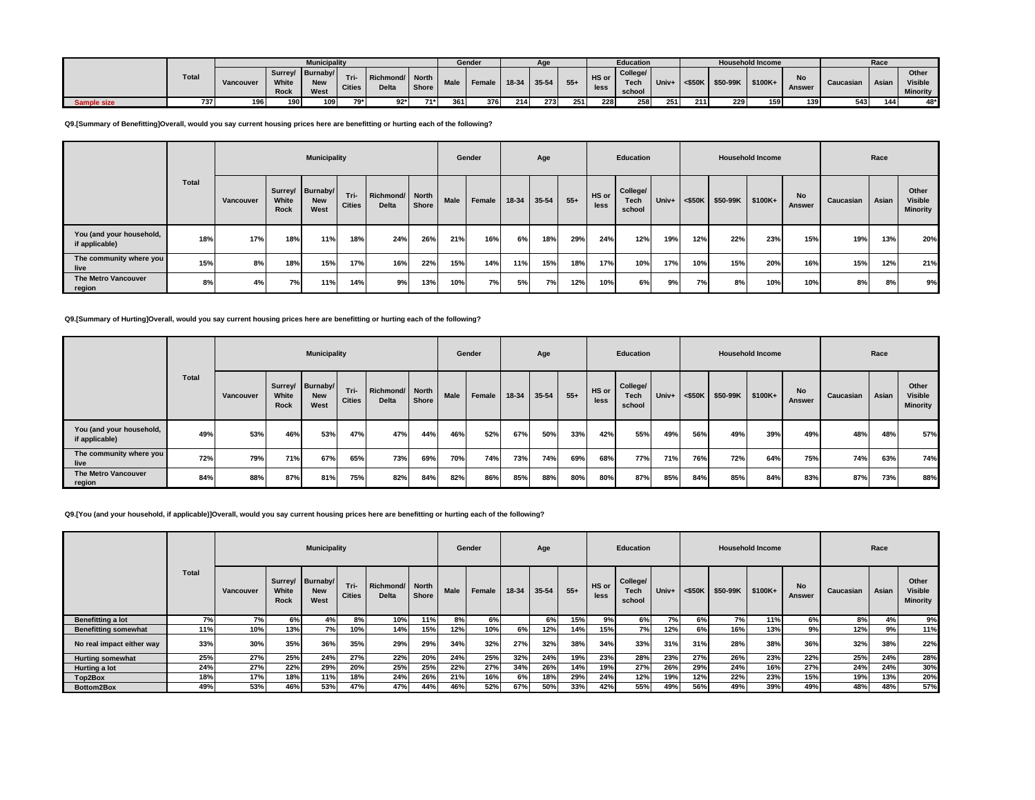| | Total | Municipality | | | | | | Gender | | Age | | | Education | | | Household Income | | | | Race | | |
|---|---|---|---|---|---|---|---|---|---|---|---|---|---|---|---|---|---|---|---|---|---|---|
| | | Vancouver | Surrey/ White Rock | Burnaby/ New West | Tri-Cities | Richmond/ Delta | North Shore | Male | Female | 18-34 | 35-54 | 55+ | HS or less | College/ Tech school | Univ+ | <$50K | $50-99K | $100K+ | No Answer | Caucasian | Asian | Other Visible Minority |
| Sample size | 737 | 196 | 190 | 109 | 79* | 92* | 71* | 361 | 376 | 214 | 273 | 251 | 228 | 258 | 251 | 211 | 229 | 159 | 139 | 543 | 144 | 48* |

**Q9.[Summary of Benefitting]Overall, would you say current housing prices here are benefitting or hurting each of the following?**

| | Total | Municipality | | | | | | Gender | | Age | | | Education | | | Household Income | | | | Race | | |
|---|---|---|---|---|---|---|---|---|---|---|---|---|---|---|---|---|---|---|---|---|---|---|
| | | Vancouver | Surrey/ White Rock | Burnaby/ New West | Tri-Cities | Richmond/ Delta | North Shore | Male | Female | 18-34 | 35-54 | 55+ | HS or less | College/ Tech school | Univ+ | <$50K | $50-99K | $100K+ | No Answer | Caucasian | Asian | Other Visible Minority |
| You (and your household, if applicable) | 18% | 17% | 18% | 11% | 18% | 24% | 26% | 21% | 16% | 6% | 18% | 29% | 24% | 12% | 19% | 12% | 22% | 23% | 15% | 19% | 13% | 20% |
| The community where you live | 15% | 8% | 18% | 15% | 17% | 16% | 22% | 15% | 14% | 11% | 15% | 18% | 17% | 10% | 17% | 10% | 15% | 20% | 16% | 15% | 12% | 21% |
| The Metro Vancouver region | 8% | 4% | 7% | 11% | 14% | 9% | 13% | 10% | 7% | 5% | 7% | 12% | 10% | 6% | 9% | 7% | 8% | 10% | 10% | 8% | 8% | 9% |

**Q9.[Summary of Hurting]Overall, would you say current housing prices here are benefitting or hurting each of the following?**

| | Total | Municipality | | | | | | Gender | | Age | | | Education | | | Household Income | | | | Race | | |
|---|---|---|---|---|---|---|---|---|---|---|---|---|---|---|---|---|---|---|---|---|---|---|
| | | Vancouver | Surrey/ White Rock | Burnaby/ New West | Tri-Cities | Richmond/ Delta | North Shore | Male | Female | 18-34 | 35-54 | 55+ | HS or less | College/ Tech school | Univ+ | <$50K | $50-99K | $100K+ | No Answer | Caucasian | Asian | Other Visible Minority |
| You (and your household, if applicable) | 49% | 53% | 46% | 53% | 47% | 47% | 44% | 46% | 52% | 67% | 50% | 33% | 42% | 55% | 49% | 56% | 49% | 39% | 49% | 48% | 48% | 57% |
| The community where you live | 72% | 79% | 71% | 67% | 65% | 73% | 69% | 70% | 74% | 73% | 74% | 69% | 68% | 77% | 71% | 76% | 72% | 64% | 75% | 74% | 63% | 74% |
| The Metro Vancouver region | 84% | 88% | 87% | 81% | 75% | 82% | 84% | 82% | 86% | 85% | 88% | 80% | 80% | 87% | 85% | 84% | 85% | 84% | 83% | 87% | 73% | 88% |

**Q9.[You (and your household, if applicable)]Overall, would you say current housing prices here are benefitting or hurting each of the following?**

| | Total | Municipality | | | | | | Gender | | Age | | | Education | | | Household Income | | | | Race | | |
|---|---|---|---|---|---|---|---|---|---|---|---|---|---|---|---|---|---|---|---|---|---|---|
| | | Vancouver | Surrey/ White Rock | Burnaby/ New West | Tri-Cities | Richmond/ Delta | North Shore | Male | Female | 18-34 | 35-54 | 55+ | HS or less | College/ Tech school | Univ+ | <$50K | $50-99K | $100K+ | No Answer | Caucasian | Asian | Other Visible Minority |
| Benefitting a lot | 7% | 7% | 6% | 4% | 8% | 10% | 11% | 8% | 6% | | 6% | 15% | 9% | 6% | 7% | 6% | 7% | 11% | 6% | 8% | 4% | 9% |
| Benefitting somewhat | 11% | 10% | 13% | 7% | 10% | 14% | 15% | 12% | 10% | 6% | 12% | 14% | 15% | 7% | 12% | 6% | 16% | 13% | 9% | 12% | 9% | 11% |
| No real impact either way | 33% | 30% | 35% | 36% | 35% | 29% | 29% | 34% | 32% | 27% | 32% | 38% | 34% | 33% | 31% | 31% | 28% | 38% | 36% | 32% | 38% | 22% |
| Hurting somewhat | 25% | 27% | 25% | 24% | 27% | 22% | 20% | 24% | 25% | 32% | 24% | 19% | 23% | 28% | 23% | 27% | 26% | 23% | 22% | 25% | 24% | 28% |
| Hurting a lot | 24% | 27% | 22% | 29% | 20% | 25% | 25% | 22% | 27% | 34% | 26% | 14% | 19% | 27% | 26% | 29% | 24% | 16% | 27% | 24% | 24% | 30% |
| Top2Box | 18% | 17% | 18% | 11% | 18% | 24% | 26% | 21% | 16% | 6% | 18% | 29% | 24% | 12% | 19% | 12% | 22% | 23% | 15% | 19% | 13% | 20% |
| Bottom2Box | 49% | 53% | 46% | 53% | 47% | 47% | 44% | 46% | 52% | 67% | 50% | 33% | 42% | 55% | 49% | 56% | 49% | 39% | 49% | 48% | 48% | 57% |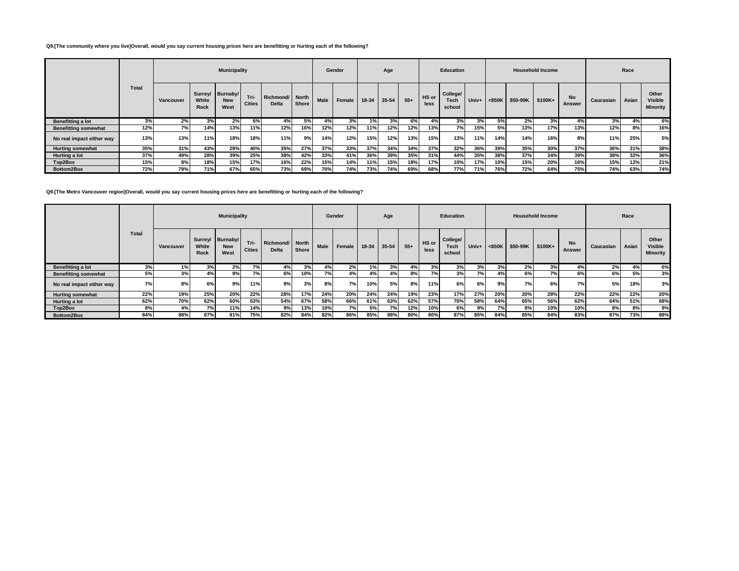**Q9.[The community where you live]Overall, would you say current housing prices here are benefitting or hurting each of the following?**

| | Total | Municipality | | | | | | Gender | | Age | | | Education | | | Household Income | | | | Race | | |
|---|---|---|---|---|---|---|---|---|---|---|---|---|---|---|---|---|---|---|---|---|---|---|
| | | Vancouver | Surrey/ White Rock | Burnaby/ New West | Tri-Cities | Richmond/ Delta | North Shore | Male | Female | 18-34 | 35-54 | 55+ | HS or less | College/ Tech school | Univ+ | <$50K | $50-99K | $100K+ | No Answer | Caucasian | Asian | Other Visible Minority |
| Benefitting a lot | 3% | 2% | 3% | 2% | 6% | 4% | 5% | 4% | 3% | 1% | 3% | 6% | 4% | 3% | 3% | 5% | 2% | 3% | 4% | 3% | 4% | 6% |
| Benefitting somewhat | 12% | 7% | 14% | 13% | 11% | 12% | 16% | 12% | 12% | 11% | 12% | 12% | 13% | 7% | 15% | 5% | 13% | 17% | 13% | 12% | 8% | 16% |
| No real impact either way | 13% | 13% | 11% | 18% | 18% | 11% | 9% | 14% | 12% | 15% | 12% | 13% | 15% | 13% | 11% | 14% | 14% | 16% | 8% | 11% | 25% | 5% |
| Hurting somewhat | 35% | 31% | 43% | 28% | 40% | 35% | 27% | 37% | 33% | 37% | 34% | 34% | 37% | 32% | 36% | 39% | 35% | 30% | 37% | 36% | 31% | 38% |
| Hurting a lot | 37% | 49% | 28% | 39% | 25% | 38% | 42% | 33% | 41% | 36% | 39% | 35% | 31% | 44% | 35% | 38% | 37% | 34% | 39% | 38% | 32% | 36% |
| Top2Box | 15% | 8% | 18% | 15% | 17% | 16% | 22% | 15% | 14% | 11% | 15% | 18% | 17% | 10% | 17% | 10% | 15% | 20% | 16% | 15% | 12% | 21% |
| Bottom2Box | 72% | 79% | 71% | 67% | 65% | 73% | 69% | 70% | 74% | 73% | 74% | 69% | 68% | 77% | 71% | 76% | 72% | 64% | 75% | 74% | 63% | 74% |

**Q9.[The Metro Vancouver region]Overall, would you say current housing prices here are benefitting or hurting each of the following?**

| | Total | Municipality | | | | | | Gender | | Age | | | Education | | | Household Income | | | | Race | | |
|---|---|---|---|---|---|---|---|---|---|---|---|---|---|---|---|---|---|---|---|---|---|---|
| | | Vancouver | Surrey/ White Rock | Burnaby/ New West | Tri-Cities | Richmond/ Delta | North Shore | Male | Female | 18-34 | 35-54 | 55+ | HS or less | College/ Tech school | Univ+ | <$50K | $50-99K | $100K+ | No Answer | Caucasian | Asian | Other Visible Minority |
| Benefitting a lot | 3% | 1% | 3% | 2% | 7% | 4% | 3% | 4% | 2% | 1% | 3% | 4% | 3% | 3% | 3% | 3% | 2% | 3% | 4% | 2% | 4% | 6% |
| Benefitting somewhat | 5% | 3% | 4% | 9% | 7% | 6% | 10% | 7% | 4% | 4% | 4% | 8% | 7% | 3% | 7% | 4% | 6% | 7% | 6% | 6% | 5% | 3% |
| No real impact either way | 7% | 8% | 6% | 9% | 11% | 9% | 3% | 8% | 7% | 10% | 5% | 8% | 11% | 6% | 6% | 9% | 7% | 6% | 7% | 5% | 18% | 3% |
| Hurting somewhat | 22% | 19% | 25% | 20% | 22% | 28% | 17% | 24% | 20% | 24% | 24% | 19% | 23% | 17% | 27% | 20% | 20% | 28% | 22% | 22% | 22% | 20% |
| Hurting a lot | 62% | 70% | 62% | 60% | 53% | 54% | 67% | 58% | 66% | 61% | 63% | 62% | 57% | 70% | 58% | 64% | 65% | 56% | 62% | 64% | 51% | 68% |
| Top2Box | 8% | 4% | 7% | 11% | 14% | 9% | 13% | 10% | 7% | 5% | 7% | 12% | 10% | 6% | 9% | 7% | 8% | 10% | 10% | 8% | 8% | 9% |
| Bottom2Box | 84% | 88% | 87% | 81% | 75% | 82% | 84% | 82% | 86% | 85% | 88% | 80% | 80% | 87% | 85% | 84% | 85% | 84% | 83% | 87% | 73% | 88% |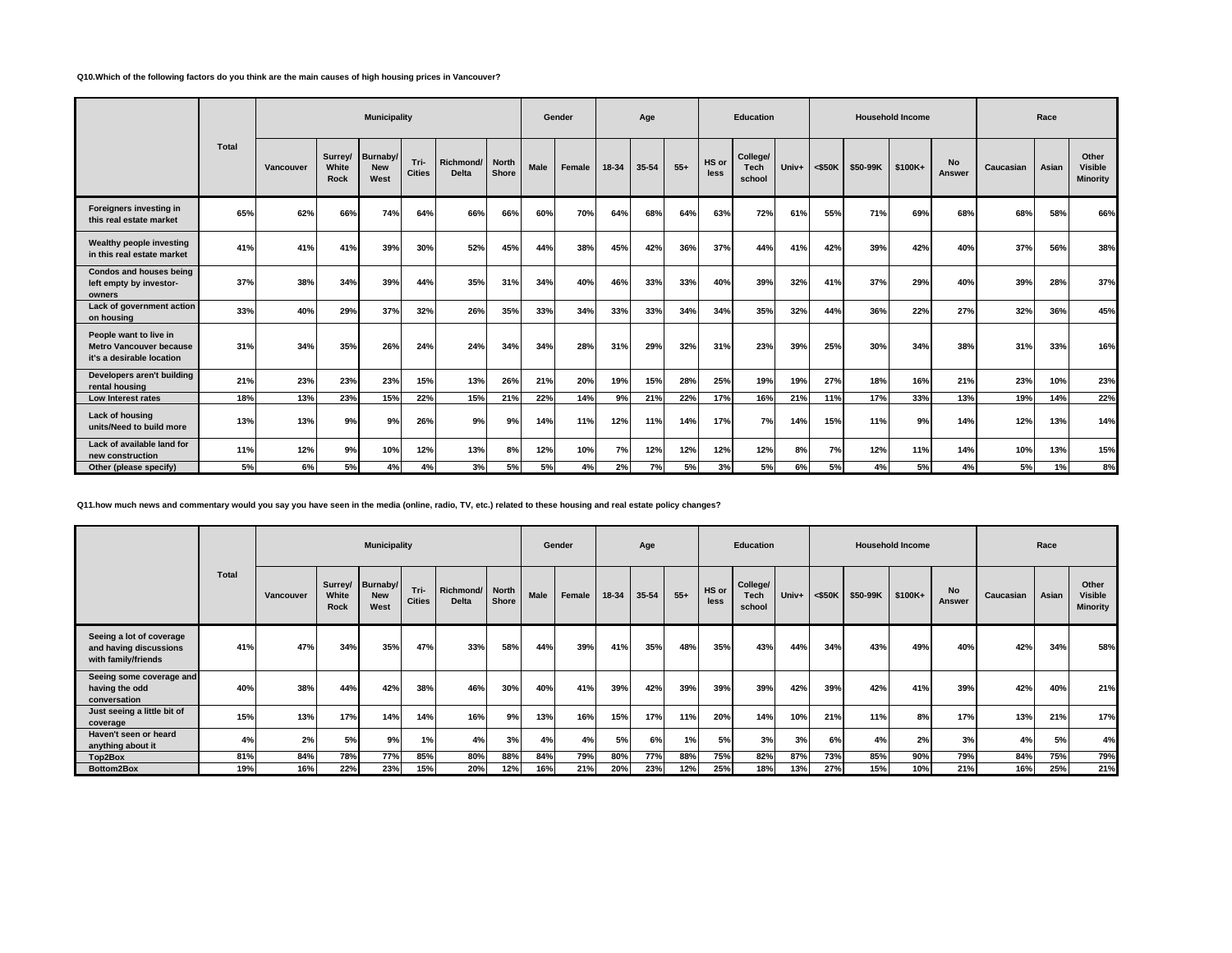**Q10.Which of the following factors do you think are the main causes of high housing prices in Vancouver?**

| | Total | Municipality | | | | | | Gender | | Age | | | Education | | | Household Income | | | | Race | | |
|---|---|---|---|---|---|---|---|---|---|---|---|---|---|---|---|---|---|---|---|---|---|---|
| | | Vancouver | Surrey/ White Rock | Burnaby/ New West | Tri-Cities | Richmond/ Delta | North Shore | Male | Female | 18-34 | 35-54 | 55+ | HS or less | College/ Tech school | Univ+ | <$50K | $50-99K | $100K+ | No Answer | Caucasian | Asian | Other Visible Minority |
| Foreigners investing in this real estate market | 65% | 62% | 66% | 74% | 64% | 66% | 66% | 60% | 70% | 64% | 68% | 64% | 63% | 72% | 61% | 55% | 71% | 69% | 68% | 68% | 58% | 66% |
| Wealthy people investing in this real estate market | 41% | 41% | 41% | 39% | 30% | 52% | 45% | 44% | 38% | 45% | 42% | 36% | 37% | 44% | 41% | 42% | 39% | 42% | 40% | 37% | 56% | 38% |
| Condos and houses being left empty by investor-owners | 37% | 38% | 34% | 39% | 44% | 35% | 31% | 34% | 40% | 46% | 33% | 33% | 40% | 39% | 32% | 41% | 37% | 29% | 40% | 39% | 28% | 37% |
| Lack of government action on housing | 33% | 40% | 29% | 37% | 32% | 26% | 35% | 33% | 34% | 33% | 33% | 34% | 34% | 35% | 32% | 44% | 36% | 22% | 27% | 32% | 36% | 45% |
| People want to live in Metro Vancouver because it's a desirable location | 31% | 34% | 35% | 26% | 24% | 24% | 34% | 34% | 28% | 31% | 29% | 32% | 31% | 23% | 39% | 25% | 30% | 34% | 38% | 31% | 33% | 16% |
| Developers aren't building rental housing | 21% | 23% | 23% | 23% | 15% | 13% | 26% | 21% | 20% | 19% | 15% | 28% | 25% | 19% | 19% | 27% | 18% | 16% | 21% | 23% | 10% | 23% |
| Low Interest rates | 18% | 13% | 23% | 15% | 22% | 15% | 21% | 22% | 14% | 9% | 21% | 22% | 17% | 16% | 21% | 11% | 17% | 33% | 13% | 19% | 14% | 22% |
| Lack of housing units/Need to build more | 13% | 13% | 9% | 9% | 26% | 9% | 9% | 14% | 11% | 12% | 11% | 14% | 17% | 7% | 14% | 15% | 11% | 9% | 14% | 12% | 13% | 14% |
| Lack of available land for new construction | 11% | 12% | 9% | 10% | 12% | 13% | 8% | 12% | 10% | 7% | 12% | 12% | 12% | 12% | 8% | 7% | 12% | 11% | 14% | 10% | 13% | 15% |
| Other (please specify) | 5% | 6% | 5% | 4% | 4% | 3% | 5% | 5% | 4% | 2% | 7% | 5% | 3% | 5% | 6% | 5% | 4% | 5% | 4% | 5% | 1% | 8% |

**Q11.how much news and commentary would you say you have seen in the media (online, radio, TV, etc.) related to these housing and real estate policy changes?**

| | Total | Municipality | | | | | | Gender | | Age | | | Education | | | Household Income | | | | Race | | |
|---|---|---|---|---|---|---|---|---|---|---|---|---|---|---|---|---|---|---|---|---|---|---|
| | | Vancouver | Surrey/ White Rock | Burnaby/ New West | Tri-Cities | Richmond/ Delta | North Shore | Male | Female | 18-34 | 35-54 | 55+ | HS or less | College/ Tech school | Univ+ | <$50K | $50-99K | $100K+ | No Answer | Caucasian | Asian | Other Visible Minority |
| Seeing a lot of coverage and having discussions with family/friends | 41% | 47% | 34% | 35% | 47% | 33% | 58% | 44% | 39% | 41% | 35% | 48% | 35% | 43% | 44% | 34% | 43% | 49% | 40% | 42% | 34% | 58% |
| Seeing some coverage and having the odd conversation | 40% | 38% | 44% | 42% | 38% | 46% | 30% | 40% | 41% | 39% | 42% | 39% | 39% | 39% | 42% | 39% | 42% | 41% | 39% | 42% | 40% | 21% |
| Just seeing a little bit of coverage | 15% | 13% | 17% | 14% | 14% | 16% | 9% | 13% | 16% | 15% | 17% | 11% | 20% | 14% | 10% | 21% | 11% | 8% | 17% | 13% | 21% | 17% |
| Haven't seen or heard anything about it | 4% | 2% | 5% | 9% | 1% | 4% | 3% | 4% | 4% | 5% | 6% | 1% | 5% | 3% | 3% | 6% | 4% | 2% | 3% | 4% | 5% | 4% |
| Top2Box | 81% | 84% | 78% | 77% | 85% | 80% | 88% | 84% | 79% | 80% | 77% | 88% | 75% | 82% | 87% | 73% | 85% | 90% | 79% | 84% | 75% | 79% |
| Bottom2Box | 19% | 16% | 22% | 23% | 15% | 20% | 12% | 16% | 21% | 20% | 23% | 12% | 25% | 18% | 13% | 27% | 15% | 10% | 21% | 16% | 25% | 21% |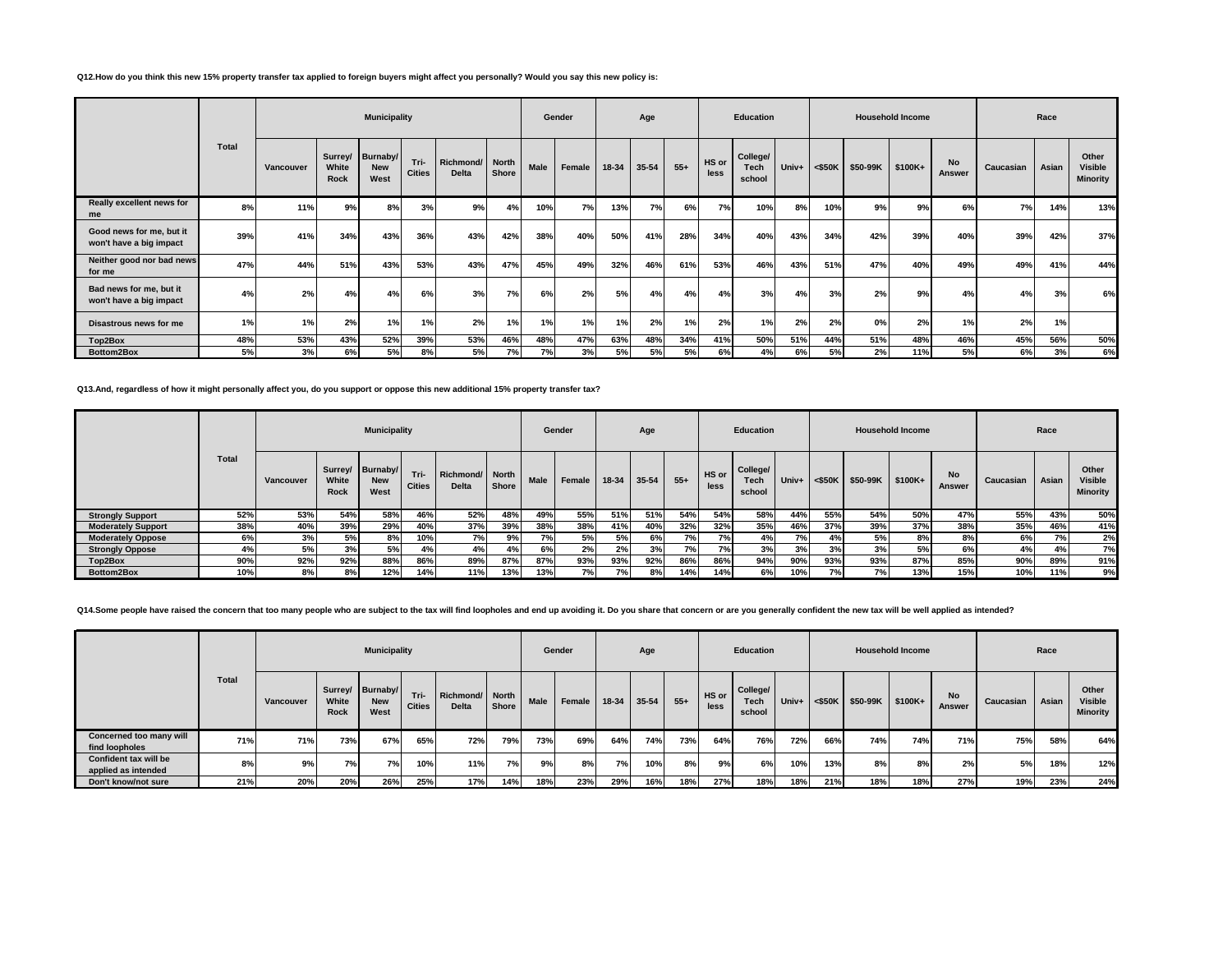**Q12.How do you think this new 15% property transfer tax applied to foreign buyers might affect you personally? Would you say this new policy is:**

| | Total | Municipality | | | | | | Gender | | Age | | | Education | | | Household Income | | | | Race | | |
|---|---|---|---|---|---|---|---|---|---|---|---|---|---|---|---|---|---|---|---|---|---|---|
| | | Vancouver | Surrey/ White Rock | Burnaby/ New West | Tri-Cities | Richmond/ Delta | North Shore | Male | Female | 18-34 | 35-54 | 55+ | HS or less | College/ Tech school | Univ+ | <$50K | $50-99K | $100K+ | No Answer | Caucasian | Asian | Other Visible Minority |
| Really excellent news for me | 8% | 11% | 9% | 8% | 3% | 9% | 4% | 10% | 7% | 13% | 7% | 6% | 7% | 10% | 8% | 10% | 9% | 9% | 6% | 7% | 14% | 13% |
| Good news for me, but it won't have a big impact | 39% | 41% | 34% | 43% | 36% | 43% | 42% | 38% | 40% | 50% | 41% | 28% | 34% | 40% | 43% | 34% | 42% | 39% | 40% | 39% | 42% | 37% |
| Neither good nor bad news for me | 47% | 44% | 51% | 43% | 53% | 43% | 47% | 45% | 49% | 32% | 46% | 61% | 53% | 46% | 43% | 51% | 47% | 40% | 49% | 49% | 41% | 44% |
| Bad news for me, but it won't have a big impact | 4% | 2% | 4% | 4% | 6% | 3% | 7% | 6% | 2% | 5% | 4% | 4% | 4% | 3% | 4% | 3% | 2% | 9% | 4% | 4% | 3% | 6% |
| Disastrous news for me | 1% | 1% | 2% | 1% | 1% | 2% | 1% | 1% | 1% | 1% | 2% | 1% | 2% | 1% | 2% | 2% | 0% | 2% | 1% | 2% | 1% | |
| Top2Box | 48% | 53% | 43% | 52% | 39% | 53% | 46% | 48% | 47% | 63% | 48% | 34% | 41% | 50% | 51% | 44% | 51% | 48% | 46% | 45% | 56% | 50% |
| Bottom2Box | 5% | 3% | 6% | 5% | 8% | 5% | 7% | 7% | 3% | 5% | 5% | 5% | 6% | 4% | 6% | 5% | 2% | 11% | 5% | 6% | 3% | 6% |

**Q13.And, regardless of how it might personally affect you, do you support or oppose this new additional 15% property transfer tax?**

| | Total | Municipality | | | | | | Gender | | Age | | | Education | | | Household Income | | | | Race | | |
|---|---|---|---|---|---|---|---|---|---|---|---|---|---|---|---|---|---|---|---|---|---|---|
| | | Vancouver | Surrey/ White Rock | Burnaby/ New West | Tri-Cities | Richmond/ Delta | North Shore | Male | Female | 18-34 | 35-54 | 55+ | HS or less | College/ Tech school | Univ+ | <$50K | $50-99K | $100K+ | No Answer | Caucasian | Asian | Other Visible Minority |
| Strongly Support | 52% | 53% | 54% | 58% | 46% | 52% | 48% | 49% | 55% | 51% | 51% | 54% | 54% | 58% | 44% | 55% | 54% | 50% | 47% | 55% | 43% | 50% |
| Moderately Support | 38% | 40% | 39% | 29% | 40% | 37% | 39% | 38% | 38% | 41% | 40% | 32% | 32% | 35% | 46% | 37% | 39% | 37% | 38% | 35% | 46% | 41% |
| Moderately Oppose | 6% | 3% | 5% | 8% | 10% | 7% | 9% | 7% | 5% | 5% | 6% | 7% | 7% | 4% | 7% | 4% | 5% | 8% | 8% | 6% | 7% | 2% |
| Strongly Oppose | 4% | 5% | 3% | 5% | 4% | 4% | 4% | 6% | 2% | 2% | 3% | 7% | 7% | 3% | 3% | 3% | 3% | 5% | 6% | 4% | 4% | 7% |
| Top2Box | 90% | 92% | 92% | 88% | 86% | 89% | 87% | 87% | 93% | 93% | 92% | 86% | 86% | 94% | 90% | 93% | 93% | 87% | 85% | 90% | 89% | 91% |
| Bottom2Box | 10% | 8% | 8% | 12% | 14% | 11% | 13% | 13% | 7% | 7% | 8% | 14% | 14% | 6% | 10% | 7% | 7% | 13% | 15% | 10% | 11% | 9% |

**Q14.Some people have raised the concern that too many people who are subject to the tax will find loopholes and end up avoiding it. Do you share that concern or are you generally confident the new tax will be well applied as intended?**

| | Total | Municipality | | | | | | Gender | | Age | | | Education | | | Household Income | | | | Race | | |
|---|---|---|---|---|---|---|---|---|---|---|---|---|---|---|---|---|---|---|---|---|---|---|
| | | Vancouver | Surrey/ White Rock | Burnaby/ New West | Tri-Cities | Richmond/ Delta | North Shore | Male | Female | 18-34 | 35-54 | 55+ | HS or less | College/ Tech school | Univ+ | <$50K | $50-99K | $100K+ | No Answer | Caucasian | Asian | Other Visible Minority |
| Concerned too many will find loopholes | 71% | 71% | 73% | 67% | 65% | 72% | 79% | 73% | 69% | 64% | 74% | 73% | 64% | 76% | 72% | 66% | 74% | 74% | 71% | 75% | 58% | 64% |
| Confident tax will be applied as intended | 8% | 9% | 7% | 7% | 10% | 11% | 7% | 9% | 8% | 7% | 10% | 8% | 9% | 6% | 10% | 13% | 8% | 8% | 2% | 5% | 18% | 12% |
| Don't know/not sure | 21% | 20% | 20% | 26% | 25% | 17% | 14% | 18% | 23% | 29% | 16% | 18% | 27% | 18% | 18% | 21% | 18% | 18% | 27% | 19% | 23% | 24% |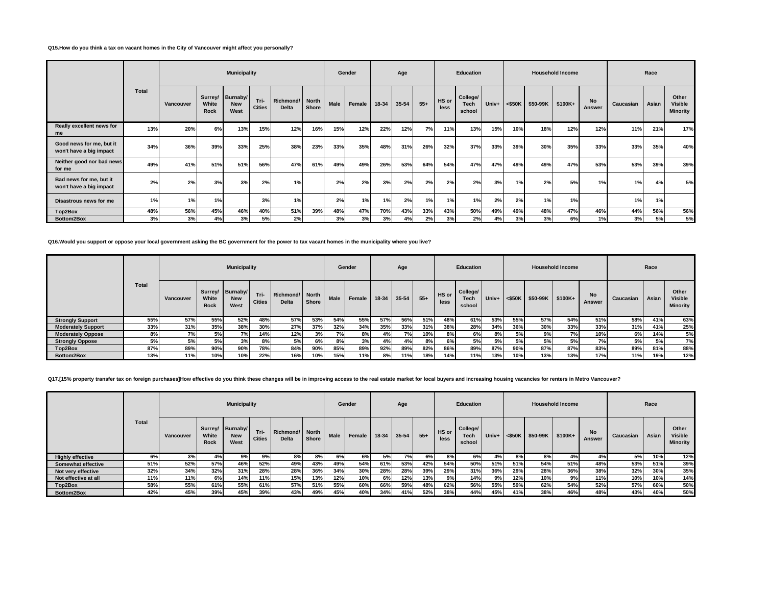**Q15.How do you think a tax on vacant homes in the City of Vancouver might affect you personally?**

| | Total | Municipality | | | | | | Gender | | Age | | | Education | | | Household Income | | | | Race | | |
|---|---|---|---|---|---|---|---|---|---|---|---|---|---|---|---|---|---|---|---|---|---|---|
| | | Vancouver | Surrey/ White Rock | Burnaby/ New West | Tri-Cities | Richmond/ Delta | North Shore | Male | Female | 18-34 | 35-54 | 55+ | HS or less | College/ Tech school | Univ+ | <$50K | $50-99K | $100K+ | No Answer | Caucasian | Asian | Other Visible Minority |
| Really excellent news for me | 13% | 20% | 6% | 13% | 15% | 12% | 16% | 15% | 12% | 22% | 12% | 7% | 11% | 13% | 15% | 10% | 18% | 12% | 12% | 11% | 21% | 17% |
| Good news for me, but it won't have a big impact | 34% | 36% | 39% | 33% | 25% | 38% | 23% | 33% | 35% | 48% | 31% | 26% | 32% | 37% | 33% | 39% | 30% | 35% | 33% | 33% | 35% | 40% |
| Neither good nor bad news for me | 49% | 41% | 51% | 51% | 56% | 47% | 61% | 49% | 49% | 26% | 53% | 64% | 54% | 47% | 47% | 49% | 49% | 47% | 53% | 53% | 39% | 39% |
| Bad news for me, but it won't have a big impact | 2% | 2% | 3% | 3% | 2% | 1% | | 2% | 2% | 3% | 2% | 2% | 2% | 2% | 3% | 1% | 2% | 5% | 1% | 1% | 4% | 5% |
| Disastrous news for me | 1% | 1% | 1% | | 3% | 1% | | 2% | 1% | 1% | 2% | 1% | 1% | 1% | 2% | 2% | 1% | 1% | | 1% | 1% | |
| Top2Box | 48% | 56% | 45% | 46% | 40% | 51% | 39% | 48% | 47% | 70% | 43% | 33% | 43% | 50% | 49% | 49% | 48% | 47% | 46% | 44% | 56% | 56% |
| Bottom2Box | 3% | 3% | 4% | 3% | 5% | 2% | | 3% | 3% | 3% | 4% | 2% | 3% | 2% | 4% | 3% | 3% | 6% | 1% | 3% | 5% | 5% |

**Q16.Would you support or oppose your local government asking the BC government for the power to tax vacant homes in the municipality where you live?**

| | Total | Municipality | | | | | | Gender | | Age | | | Education | | | Household Income | | | | Race | | |
|---|---|---|---|---|---|---|---|---|---|---|---|---|---|---|---|---|---|---|---|---|---|---|
| | | Vancouver | Surrey/ White Rock | Burnaby/ New West | Tri-Cities | Richmond/ Delta | North Shore | Male | Female | 18-34 | 35-54 | 55+ | HS or less | College/ Tech school | Univ+ | <$50K | $50-99K | $100K+ | No Answer | Caucasian | Asian | Other Visible Minority |
| Strongly Support | 55% | 57% | 55% | 52% | 48% | 57% | 53% | 54% | 55% | 57% | 56% | 51% | 48% | 61% | 53% | 55% | 57% | 54% | 51% | 58% | 41% | 63% |
| Moderately Support | 33% | 31% | 35% | 38% | 30% | 27% | 37% | 32% | 34% | 35% | 33% | 31% | 38% | 28% | 34% | 36% | 30% | 33% | 33% | 31% | 41% | 25% |
| Moderately Oppose | 8% | 7% | 5% | 7% | 14% | 12% | 3% | 7% | 8% | 4% | 7% | 10% | 8% | 6% | 8% | 5% | 9% | 7% | 10% | 6% | 14% | 5% |
| Strongly Oppose | 5% | 5% | 5% | 3% | 8% | 5% | 6% | 8% | 3% | 4% | 4% | 8% | 6% | 5% | 5% | 5% | 5% | 5% | 7% | 5% | 5% | 7% |
| Top2Box | 87% | 89% | 90% | 90% | 78% | 84% | 90% | 85% | 89% | 92% | 89% | 82% | 86% | 89% | 87% | 90% | 87% | 87% | 83% | 89% | 81% | 88% |
| Bottom2Box | 13% | 11% | 10% | 10% | 22% | 16% | 10% | 15% | 11% | 8% | 11% | 18% | 14% | 11% | 13% | 10% | 13% | 13% | 17% | 11% | 19% | 12% |

**Q17.[15% property transfer tax on foreign purchases]How effective do you think these changes will be in improving access to the real estate market for local buyers and increasing housing vacancies for renters in Metro Vancouver?**

| | Total | Municipality | | | | | | Gender | | Age | | | Education | | | Household Income | | | | Race | | |
|---|---|---|---|---|---|---|---|---|---|---|---|---|---|---|---|---|---|---|---|---|---|---|
| | | Vancouver | Surrey/ White Rock | Burnaby/ New West | Tri-Cities | Richmond/ Delta | North Shore | Male | Female | 18-34 | 35-54 | 55+ | HS or less | College/ Tech school | Univ+ | <$50K | $50-99K | $100K+ | No Answer | Caucasian | Asian | Other Visible Minority |
| Highly effective | 6% | 3% | 4% | 9% | 9% | 8% | 8% | 6% | 6% | 5% | 7% | 6% | 8% | 6% | 4% | 8% | 8% | 4% | 4% | 5% | 10% | 12% |
| Somewhat effective | 51% | 52% | 57% | 46% | 52% | 49% | 43% | 49% | 54% | 61% | 53% | 42% | 54% | 50% | 51% | 51% | 54% | 51% | 48% | 53% | 51% | 39% |
| Not very effective | 32% | 34% | 32% | 31% | 28% | 28% | 36% | 34% | 30% | 28% | 28% | 39% | 29% | 31% | 36% | 29% | 28% | 36% | 38% | 32% | 30% | 35% |
| Not effective at all | 11% | 11% | 6% | 14% | 11% | 15% | 13% | 12% | 10% | 6% | 12% | 13% | 9% | 14% | 9% | 12% | 10% | 9% | 11% | 10% | 10% | 14% |
| Top2Box | 58% | 55% | 61% | 55% | 61% | 57% | 51% | 55% | 60% | 66% | 59% | 48% | 62% | 56% | 55% | 59% | 62% | 54% | 52% | 57% | 60% | 50% |
| Bottom2Box | 42% | 45% | 39% | 45% | 39% | 43% | 49% | 45% | 40% | 34% | 41% | 52% | 38% | 44% | 45% | 41% | 38% | 46% | 48% | 43% | 40% | 50% |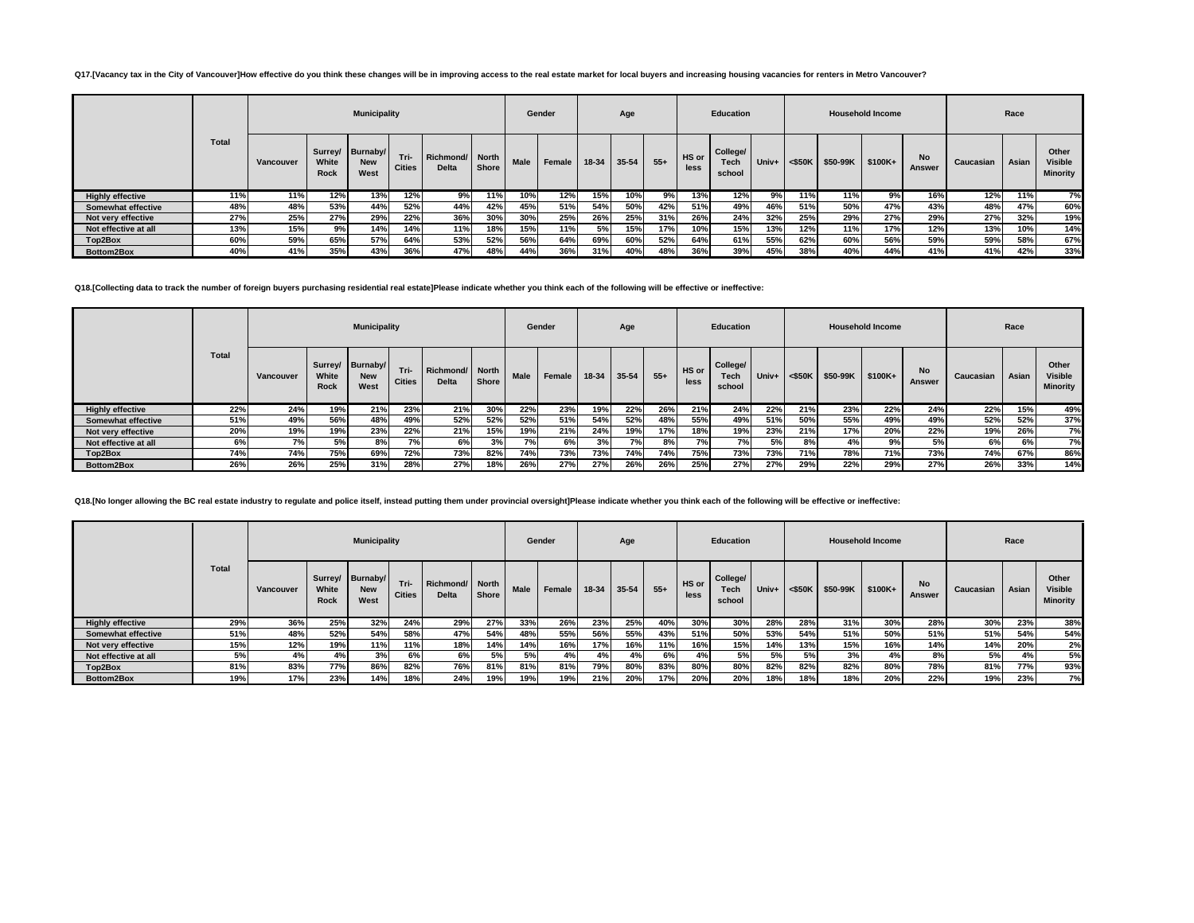**Q17.[Vacancy tax in the City of Vancouver]How effective do you think these changes will be in improving access to the real estate market for local buyers and increasing housing vacancies for renters in Metro Vancouver?**

| | Total | Municipality | | | | | | Gender | | Age | | | Education | | | Household Income | | | | Race | | |
|---|---|---|---|---|---|---|---|---|---|---|---|---|---|---|---|---|---|---|---|---|---|---|
| | | Vancouver | Surrey/ White Rock | Burnaby/ New West | Tri-Cities | Richmond/ Delta | North Shore | Male | Female | 18-34 | 35-54 | 55+ | HS or less | College/ Tech school | Univ+ | <$50K | $50-99K | $100K+ | No Answer | Caucasian | Asian | Other Visible Minority |
| Highly effective | 11% | 11% | 12% | 13% | 12% | 9% | 11% | 10% | 12% | 15% | 10% | 9% | 13% | 12% | 9% | 11% | 11% | 9% | 16% | 12% | 11% | 7% |
| Somewhat effective | 48% | 48% | 53% | 44% | 52% | 44% | 42% | 45% | 51% | 54% | 50% | 42% | 51% | 49% | 46% | 51% | 50% | 47% | 43% | 48% | 47% | 60% |
| Not very effective | 27% | 25% | 27% | 29% | 22% | 36% | 30% | 30% | 25% | 26% | 25% | 31% | 26% | 24% | 32% | 25% | 29% | 27% | 29% | 27% | 32% | 19% |
| Not effective at all | 13% | 15% | 9% | 14% | 14% | 11% | 18% | 15% | 11% | 5% | 15% | 17% | 10% | 15% | 13% | 12% | 11% | 17% | 12% | 13% | 10% | 14% |
| Top2Box | 60% | 59% | 65% | 57% | 64% | 53% | 52% | 56% | 64% | 69% | 60% | 52% | 64% | 61% | 55% | 62% | 60% | 56% | 59% | 59% | 58% | 67% |
| Bottom2Box | 40% | 41% | 35% | 43% | 36% | 47% | 48% | 44% | 36% | 31% | 40% | 48% | 36% | 39% | 45% | 38% | 40% | 44% | 41% | 41% | 42% | 33% |

**Q18.[Collecting data to track the number of foreign buyers purchasing residential real estate]Please indicate whether you think each of the following will be effective or ineffective:**

| | Total | Municipality | | | | | | Gender | | Age | | | Education | | | Household Income | | | | Race | | |
|---|---|---|---|---|---|---|---|---|---|---|---|---|---|---|---|---|---|---|---|---|---|---|
| | | Vancouver | Surrey/ White Rock | Burnaby/ New West | Tri-Cities | Richmond/ Delta | North Shore | Male | Female | 18-34 | 35-54 | 55+ | HS or less | College/ Tech school | Univ+ | <$50K | $50-99K | $100K+ | No Answer | Caucasian | Asian | Other Visible Minority |
| Highly effective | 22% | 24% | 19% | 21% | 23% | 21% | 30% | 22% | 23% | 19% | 22% | 26% | 21% | 24% | 22% | 21% | 23% | 22% | 24% | 22% | 15% | 49% |
| Somewhat effective | 51% | 49% | 56% | 48% | 49% | 52% | 52% | 52% | 51% | 54% | 52% | 48% | 55% | 49% | 51% | 50% | 55% | 49% | 49% | 52% | 52% | 37% |
| Not very effective | 20% | 19% | 19% | 23% | 22% | 21% | 15% | 19% | 21% | 24% | 19% | 17% | 18% | 19% | 23% | 21% | 17% | 20% | 22% | 19% | 26% | 7% |
| Not effective at all | 6% | 7% | 5% | 8% | 7% | 6% | 3% | 7% | 6% | 3% | 7% | 8% | 7% | 7% | 5% | 8% | 4% | 9% | 5% | 6% | 6% | 7% |
| Top2Box | 74% | 74% | 75% | 69% | 72% | 73% | 82% | 74% | 73% | 73% | 74% | 74% | 75% | 73% | 73% | 71% | 78% | 71% | 73% | 74% | 67% | 86% |
| Bottom2Box | 26% | 26% | 25% | 31% | 28% | 27% | 18% | 26% | 27% | 27% | 26% | 26% | 25% | 27% | 27% | 29% | 22% | 29% | 27% | 26% | 33% | 14% |

**Q18.[No longer allowing the BC real estate industry to regulate and police itself, instead putting them under provincial oversight]Please indicate whether you think each of the following will be effective or ineffective:**

| | Total | Municipality | | | | | | Gender | | Age | | | Education | | | Household Income | | | | Race | | |
|---|---|---|---|---|---|---|---|---|---|---|---|---|---|---|---|---|---|---|---|---|---|---|
| | | Vancouver | Surrey/ White Rock | Burnaby/ New West | Tri-Cities | Richmond/ Delta | North Shore | Male | Female | 18-34 | 35-54 | 55+ | HS or less | College/ Tech school | Univ+ | <$50K | $50-99K | $100K+ | No Answer | Caucasian | Asian | Other Visible Minority |
| Highly effective | 29% | 36% | 25% | 32% | 24% | 29% | 27% | 33% | 26% | 23% | 25% | 40% | 30% | 30% | 28% | 28% | 31% | 30% | 28% | 30% | 23% | 38% |
| Somewhat effective | 51% | 48% | 52% | 54% | 58% | 47% | 54% | 48% | 55% | 56% | 55% | 43% | 51% | 50% | 53% | 54% | 51% | 50% | 51% | 51% | 54% | 54% |
| Not very effective | 15% | 12% | 19% | 11% | 11% | 18% | 14% | 14% | 16% | 17% | 16% | 11% | 16% | 15% | 14% | 13% | 15% | 16% | 14% | 14% | 20% | 2% |
| Not effective at all | 5% | 4% | 4% | 3% | 6% | 6% | 5% | 5% | 4% | 4% | 4% | 6% | 4% | 5% | 5% | 5% | 3% | 4% | 8% | 5% | 4% | 5% |
| Top2Box | 81% | 83% | 77% | 86% | 82% | 76% | 81% | 81% | 81% | 79% | 80% | 83% | 80% | 80% | 82% | 82% | 82% | 80% | 78% | 81% | 77% | 93% |
| Bottom2Box | 19% | 17% | 23% | 14% | 18% | 24% | 19% | 19% | 19% | 21% | 20% | 17% | 20% | 20% | 18% | 18% | 18% | 20% | 22% | 19% | 23% | 7% |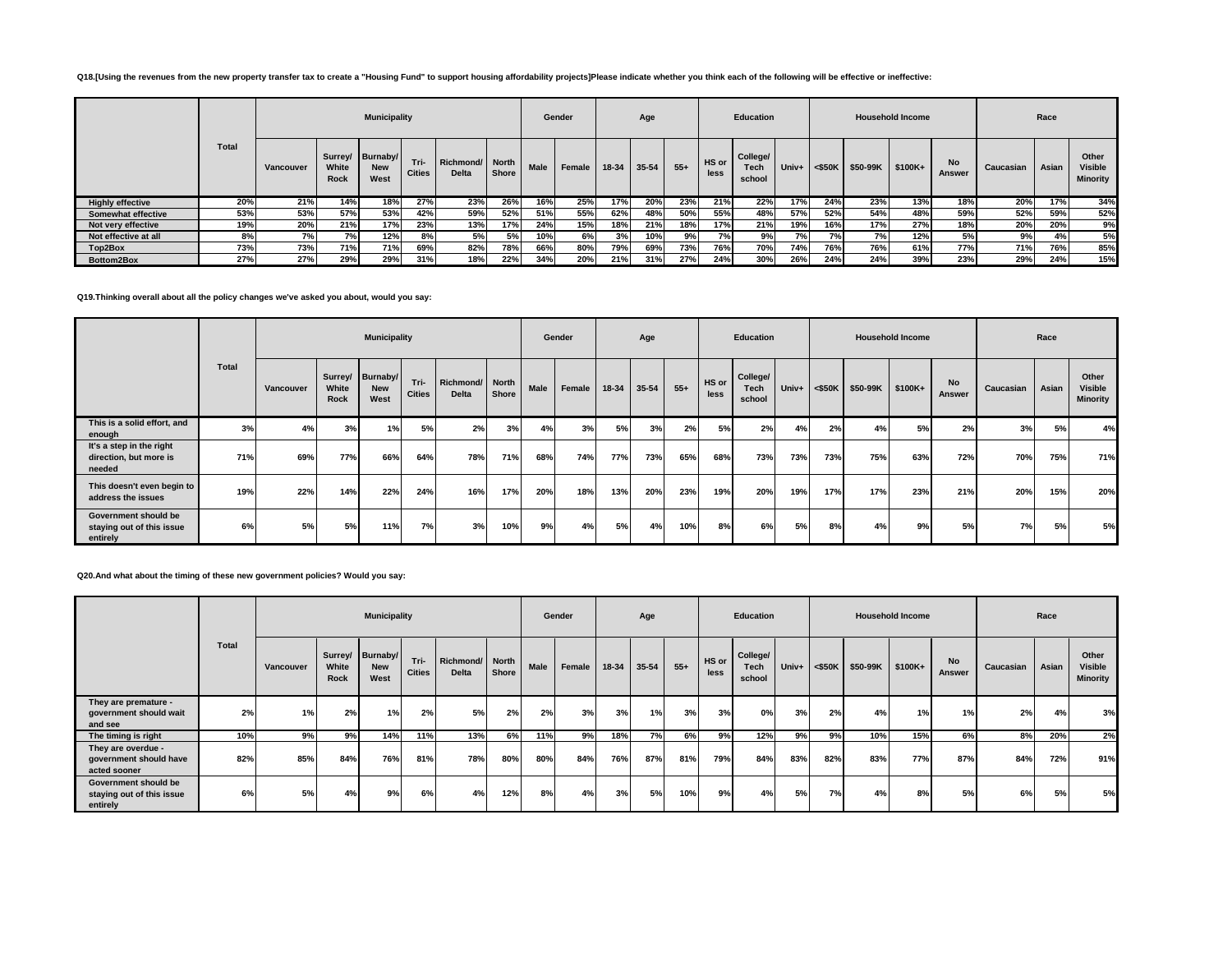**Q18.[Using the revenues from the new property transfer tax to create a "Housing Fund" to support housing affordability projects]Please indicate whether you think each of the following will be effective or ineffective:**

| | Total | Municipality | | | | | | Gender | | Age | | | Education | | | Household Income | | | | Race | | |
|---|---|---|---|---|---|---|---|---|---|---|---|---|---|---|---|---|---|---|---|---|---|---|
| | | Vancouver | Surrey/ White Rock | Burnaby/ New West | Tri-Cities | Richmond/ Delta | North Shore | Male | Female | 18-34 | 35-54 | 55+ | HS or less | College/ Tech school | Univ+ | <$50K | $50-99K | $100K+ | No Answer | Caucasian | Asian | Other Visible Minority |
| Highly effective | 20% | 21% | 14% | 18% | 27% | 23% | 26% | 16% | 25% | 17% | 20% | 23% | 21% | 22% | 17% | 24% | 23% | 13% | 18% | 20% | 17% | 34% |
| Somewhat effective | 53% | 53% | 57% | 53% | 42% | 59% | 52% | 51% | 55% | 62% | 48% | 50% | 55% | 48% | 57% | 52% | 54% | 48% | 59% | 52% | 59% | 52% |
| Not very effective | 19% | 20% | 21% | 17% | 23% | 13% | 17% | 24% | 15% | 18% | 21% | 18% | 17% | 21% | 19% | 16% | 17% | 27% | 18% | 20% | 20% | 9% |
| Not effective at all | 8% | 7% | 7% | 12% | 8% | 5% | 5% | 10% | 6% | 3% | 10% | 9% | 7% | 9% | 7% | 7% | 7% | 12% | 5% | 9% | 4% | 5% |
| Top2Box | 73% | 73% | 71% | 71% | 69% | 82% | 78% | 66% | 80% | 79% | 69% | 73% | 76% | 70% | 74% | 76% | 76% | 61% | 77% | 71% | 76% | 85% |
| Bottom2Box | 27% | 27% | 29% | 29% | 31% | 18% | 22% | 34% | 20% | 21% | 31% | 27% | 24% | 30% | 26% | 24% | 24% | 39% | 23% | 29% | 24% | 15% |

**Q19.Thinking overall about all the policy changes we've asked you about, would you say:**

| | Total | Municipality | | | | | | Gender | | Age | | | Education | | | Household Income | | | | Race | | |
|---|---|---|---|---|---|---|---|---|---|---|---|---|---|---|---|---|---|---|---|---|---|---|
| | | Vancouver | Surrey/ White Rock | Burnaby/ New West | Tri-Cities | Richmond/ Delta | North Shore | Male | Female | 18-34 | 35-54 | 55+ | HS or less | College/ Tech school | Univ+ | <$50K | $50-99K | $100K+ | No Answer | Caucasian | Asian | Other Visible Minority |
| This is a solid effort, and enough | 3% | 4% | 3% | 1% | 5% | 2% | 3% | 4% | 3% | 5% | 3% | 2% | 5% | 2% | 4% | 2% | 4% | 5% | 2% | 3% | 5% | 4% |
| It's a step in the right direction, but more is needed | 71% | 69% | 77% | 66% | 64% | 78% | 71% | 68% | 74% | 77% | 73% | 65% | 68% | 73% | 73% | 73% | 75% | 63% | 72% | 70% | 75% | 71% |
| This doesn't even begin to address the issues | 19% | 22% | 14% | 22% | 24% | 16% | 17% | 20% | 18% | 13% | 20% | 23% | 19% | 20% | 19% | 17% | 17% | 23% | 21% | 20% | 15% | 20% |
| Government should be staying out of this issue entirely | 6% | 5% | 5% | 11% | 7% | 3% | 10% | 9% | 4% | 5% | 4% | 10% | 8% | 6% | 5% | 8% | 4% | 9% | 5% | 7% | 5% | 5% |

**Q20.And what about the timing of these new government policies? Would you say:**

| | Total | Municipality | | | | | | Gender | | Age | | | Education | | | Household Income | | | | Race | | |
|---|---|---|---|---|---|---|---|---|---|---|---|---|---|---|---|---|---|---|---|---|---|---|
| | | Vancouver | Surrey/ White Rock | Burnaby/ New West | Tri-Cities | Richmond/ Delta | North Shore | Male | Female | 18-34 | 35-54 | 55+ | HS or less | College/ Tech school | Univ+ | <$50K | $50-99K | $100K+ | No Answer | Caucasian | Asian | Other Visible Minority |
| They are premature - government should wait and see | 2% | 1% | 2% | 1% | 2% | 5% | 2% | 2% | 3% | 3% | 1% | 3% | 3% | 0% | 3% | 2% | 4% | 1% | 1% | 2% | 4% | 3% |
| The timing is right | 10% | 9% | 9% | 14% | 11% | 13% | 6% | 11% | 9% | 18% | 7% | 6% | 9% | 12% | 9% | 9% | 10% | 15% | 6% | 8% | 20% | 2% |
| They are overdue - government should have acted sooner | 82% | 85% | 84% | 76% | 81% | 78% | 80% | 80% | 84% | 76% | 87% | 81% | 79% | 84% | 83% | 82% | 83% | 77% | 87% | 84% | 72% | 91% |
| Government should be staying out of this issue entirely | 6% | 5% | 4% | 9% | 6% | 4% | 12% | 8% | 4% | 3% | 5% | 10% | 9% | 4% | 5% | 7% | 4% | 8% | 5% | 6% | 5% | 5% |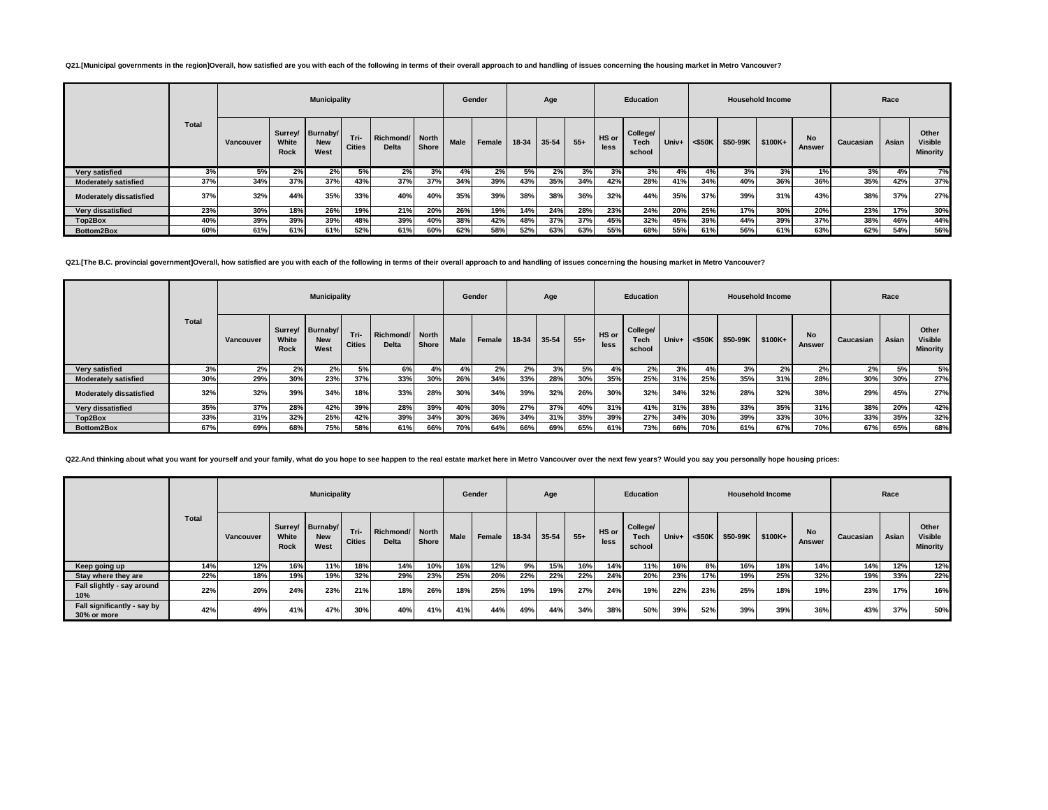**Q21.[Municipal governments in the region]Overall, how satisfied are you with each of the following in terms of their overall approach to and handling of issues concerning the housing market in Metro Vancouver?**

| | Total | Municipality | | | | | | Gender | | Age | | | Education | | | Household Income | | | | Race | | |
|---|---|---|---|---|---|---|---|---|---|---|---|---|---|---|---|---|---|---|---|---|---|---|
| | | Vancouver | Surrey/ White Rock | Burnaby/ New West | Tri-Cities | Richmond/ Delta | North Shore | Male | Female | 18-34 | 35-54 | 55+ | HS or less | College/ Tech school | Univ+ | <$50K | $50-99K | $100K+ | No Answer | Caucasian | Asian | Other Visible Minority |
| Very satisfied | 3% | 5% | 2% | 2% | 5% | 2% | 3% | 4% | 2% | 5% | 2% | 3% | 3% | 3% | 4% | 4% | 3% | 3% | 1% | 3% | 4% | 7% |
| Moderately satisfied | 37% | 34% | 37% | 37% | 43% | 37% | 37% | 34% | 39% | 43% | 35% | 34% | 42% | 28% | 41% | 34% | 40% | 36% | 36% | 35% | 42% | 37% |
| Moderately dissatisfied | 37% | 32% | 44% | 35% | 33% | 40% | 40% | 35% | 39% | 38% | 38% | 36% | 32% | 44% | 35% | 37% | 39% | 31% | 43% | 38% | 37% | 27% |
| Very dissatisfied | 23% | 30% | 18% | 26% | 19% | 21% | 20% | 26% | 19% | 14% | 24% | 28% | 23% | 24% | 20% | 25% | 17% | 30% | 20% | 23% | 17% | 30% |
| Top2Box | 40% | 39% | 39% | 39% | 48% | 39% | 40% | 38% | 42% | 48% | 37% | 37% | 45% | 32% | 45% | 39% | 44% | 39% | 37% | 38% | 46% | 44% |
| Bottom2Box | 60% | 61% | 61% | 61% | 52% | 61% | 60% | 62% | 58% | 52% | 63% | 63% | 55% | 68% | 55% | 61% | 56% | 61% | 63% | 62% | 54% | 56% |

**Q21.[The B.C. provincial government]Overall, how satisfied are you with each of the following in terms of their overall approach to and handling of issues concerning the housing market in Metro Vancouver?**

| | Total | Municipality | | | | | | Gender | | Age | | | Education | | | Household Income | | | | Race | | |
|---|---|---|---|---|---|---|---|---|---|---|---|---|---|---|---|---|---|---|---|---|---|---|
| | | Vancouver | Surrey/ White Rock | Burnaby/ New West | Tri-Cities | Richmond/ Delta | North Shore | Male | Female | 18-34 | 35-54 | 55+ | HS or less | College/ Tech school | Univ+ | <$50K | $50-99K | $100K+ | No Answer | Caucasian | Asian | Other Visible Minority |
| Very satisfied | 3% | 2% | 2% | 2% | 5% | 6% | 4% | 4% | 2% | 2% | 3% | 5% | 4% | 2% | 3% | 4% | 3% | 2% | 2% | 2% | 5% | 5% |
| Moderately satisfied | 30% | 29% | 30% | 23% | 37% | 33% | 30% | 26% | 34% | 33% | 28% | 30% | 35% | 25% | 31% | 25% | 35% | 31% | 28% | 30% | 30% | 27% |
| Moderately dissatisfied | 32% | 32% | 39% | 34% | 18% | 33% | 28% | 30% | 34% | 39% | 32% | 26% | 30% | 32% | 34% | 32% | 28% | 32% | 38% | 29% | 45% | 27% |
| Very dissatisfied | 35% | 37% | 28% | 42% | 39% | 28% | 39% | 40% | 30% | 27% | 37% | 40% | 31% | 41% | 31% | 38% | 33% | 35% | 31% | 38% | 20% | 42% |
| Top2Box | 33% | 31% | 32% | 25% | 42% | 39% | 34% | 30% | 36% | 34% | 31% | 35% | 39% | 27% | 34% | 30% | 39% | 33% | 30% | 33% | 35% | 32% |
| Bottom2Box | 67% | 69% | 68% | 75% | 58% | 61% | 66% | 70% | 64% | 66% | 69% | 65% | 61% | 73% | 66% | 70% | 61% | 67% | 70% | 67% | 65% | 68% |

**Q22.And thinking about what you want for yourself and your family, what do you hope to see happen to the real estate market here in Metro Vancouver over the next few years? Would you say you personally hope housing prices:**

| | Total | Municipality | | | | | | Gender | | Age | | | Education | | | Household Income | | | | Race | | |
|---|---|---|---|---|---|---|---|---|---|---|---|---|---|---|---|---|---|---|---|---|---|---|
| | | Vancouver | Surrey/ White Rock | Burnaby/ New West | Tri-Cities | Richmond/ Delta | North Shore | Male | Female | 18-34 | 35-54 | 55+ | HS or less | College/ Tech school | Univ+ | <$50K | $50-99K | $100K+ | No Answer | Caucasian | Asian | Other Visible Minority |
| Keep going up | 14% | 12% | 16% | 11% | 18% | 14% | 10% | 16% | 12% | 9% | 15% | 16% | 14% | 11% | 16% | 8% | 16% | 18% | 14% | 14% | 12% | 12% |
| Stay where they are | 22% | 18% | 19% | 19% | 32% | 29% | 23% | 25% | 20% | 22% | 22% | 22% | 24% | 20% | 23% | 17% | 19% | 25% | 32% | 19% | 33% | 22% |
| Fall slightly - say around 10% | 22% | 20% | 24% | 23% | 21% | 18% | 26% | 18% | 25% | 19% | 19% | 27% | 24% | 19% | 22% | 23% | 25% | 18% | 19% | 23% | 17% | 16% |
| Fall significantly - say by 30% or more | 42% | 49% | 41% | 47% | 30% | 40% | 41% | 41% | 44% | 49% | 44% | 34% | 38% | 50% | 39% | 52% | 39% | 39% | 36% | 43% | 37% | 50% |